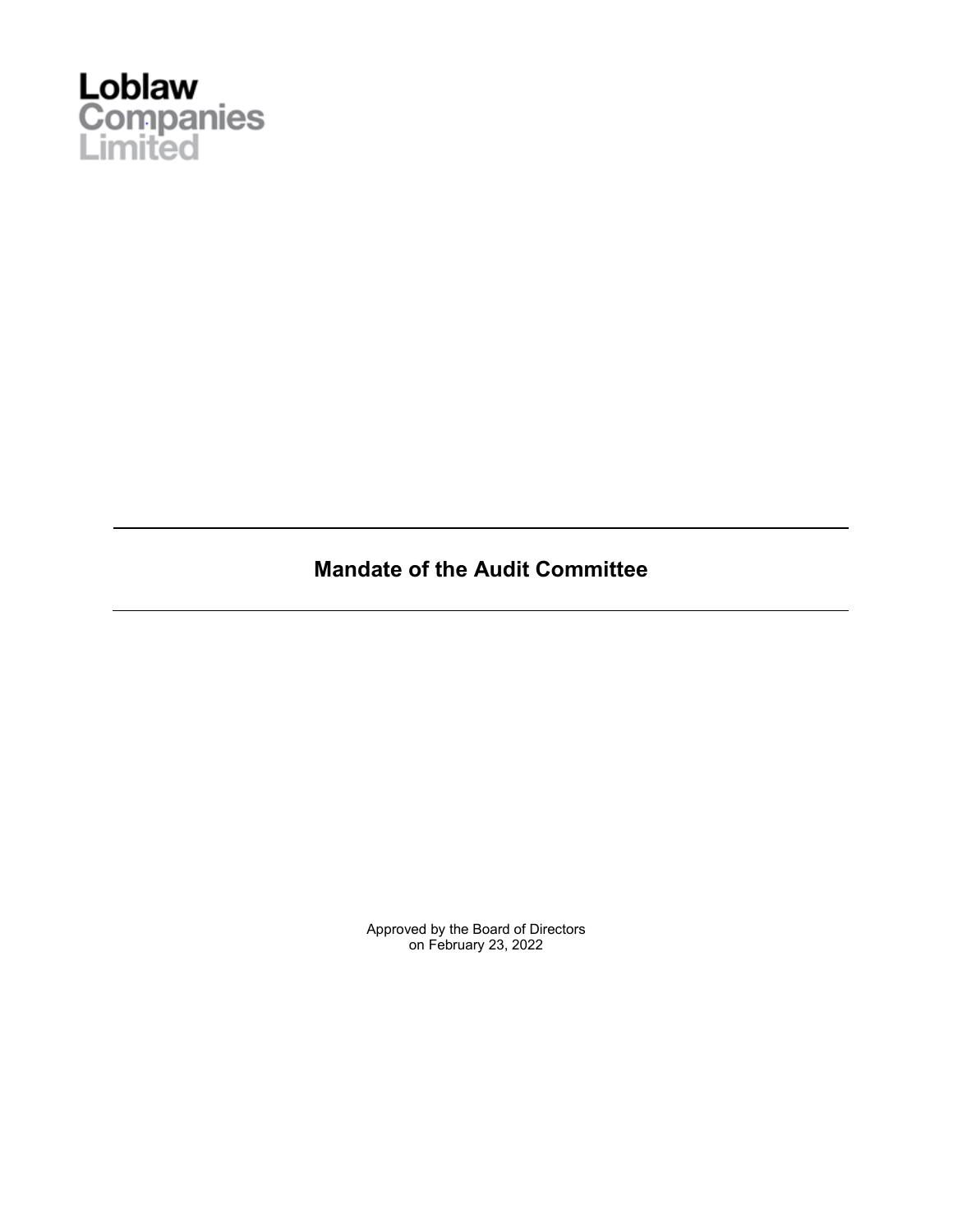Loblaw
Companies
Limited

---

# Mandate of the Audit Committee

---

Approved by the Board of Directors
on February 23, 2022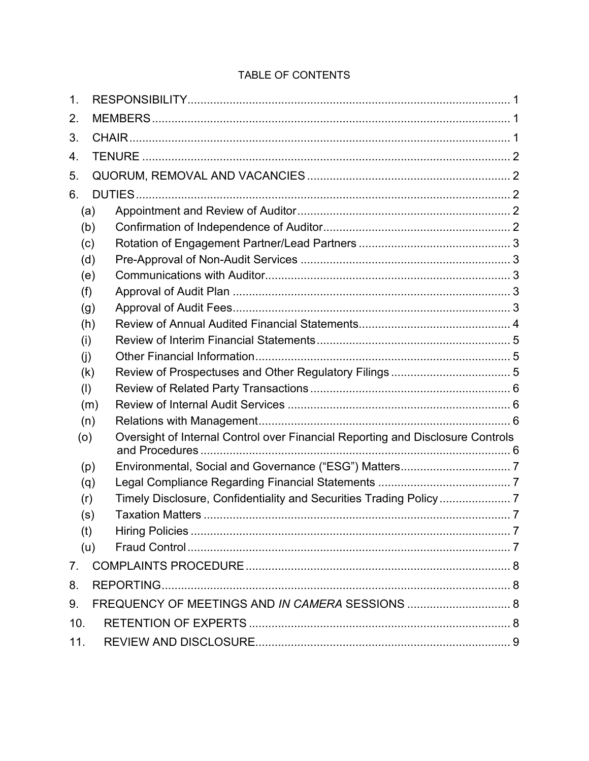TABLE OF CONTENTS

1. RESPONSIBILITY .......... 1
2. MEMBERS .......... 1
3. CHAIR .......... 1
4. TENURE .......... 2
5. QUORUM, REMOVAL AND VACANCIES .......... 2
6. DUTIES .......... 2
   - (a) Appointment and Review of Auditor .......... 2
   - (b) Confirmation of Independence of Auditor .......... 2
   - (c) Rotation of Engagement Partner/Lead Partners .......... 3
   - (d) Pre-Approval of Non-Audit Services .......... 3
   - (e) Communications with Auditor .......... 3
   - (f) Approval of Audit Plan .......... 3
   - (g) Approval of Audit Fees .......... 3
   - (h) Review of Annual Audited Financial Statements .......... 4
   - (i) Review of Interim Financial Statements .......... 5
   - (j) Other Financial Information .......... 5
   - (k) Review of Prospectuses and Other Regulatory Filings .......... 5
   - (l) Review of Related Party Transactions .......... 6
   - (m) Review of Internal Audit Services .......... 6
   - (n) Relations with Management .......... 6
   - (o) Oversight of Internal Control over Financial Reporting and Disclosure Controls and Procedures .......... 6
   - (p) Environmental, Social and Governance ("ESG") Matters .......... 7
   - (q) Legal Compliance Regarding Financial Statements .......... 7
   - (r) Timely Disclosure, Confidentiality and Securities Trading Policy .......... 7
   - (s) Taxation Matters .......... 7
   - (t) Hiring Policies .......... 7
   - (u) Fraud Control .......... 7
7. COMPLAINTS PROCEDURE .......... 8
8. REPORTING .......... 8
9. FREQUENCY OF MEETINGS AND *IN CAMERA* SESSIONS .......... 8
10. RETENTION OF EXPERTS .......... 8
11. REVIEW AND DISCLOSURE .......... 9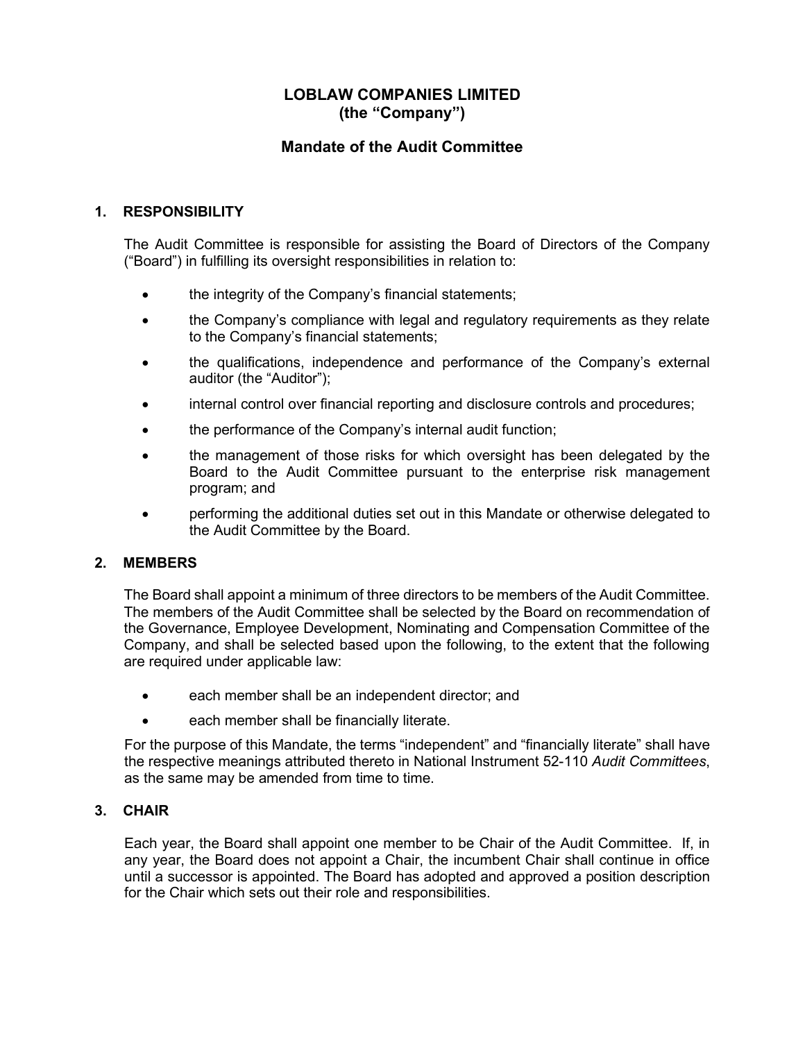# LOBLAW COMPANIES LIMITED
# (the "Company")

## Mandate of the Audit Committee

### 1. RESPONSIBILITY

The Audit Committee is responsible for assisting the Board of Directors of the Company ("Board") in fulfilling its oversight responsibilities in relation to:

- the integrity of the Company's financial statements;
- the Company's compliance with legal and regulatory requirements as they relate to the Company's financial statements;
- the qualifications, independence and performance of the Company's external auditor (the "Auditor");
- internal control over financial reporting and disclosure controls and procedures;
- the performance of the Company's internal audit function;
- the management of those risks for which oversight has been delegated by the Board to the Audit Committee pursuant to the enterprise risk management program; and
- performing the additional duties set out in this Mandate or otherwise delegated to the Audit Committee by the Board.

### 2. MEMBERS

The Board shall appoint a minimum of three directors to be members of the Audit Committee. The members of the Audit Committee shall be selected by the Board on recommendation of the Governance, Employee Development, Nominating and Compensation Committee of the Company, and shall be selected based upon the following, to the extent that the following are required under applicable law:

- each member shall be an independent director; and
- each member shall be financially literate.

For the purpose of this Mandate, the terms "independent" and "financially literate" shall have the respective meanings attributed thereto in National Instrument 52-110 *Audit Committees*, as the same may be amended from time to time.

### 3. CHAIR

Each year, the Board shall appoint one member to be Chair of the Audit Committee. If, in any year, the Board does not appoint a Chair, the incumbent Chair shall continue in office until a successor is appointed. The Board has adopted and approved a position description for the Chair which sets out their role and responsibilities.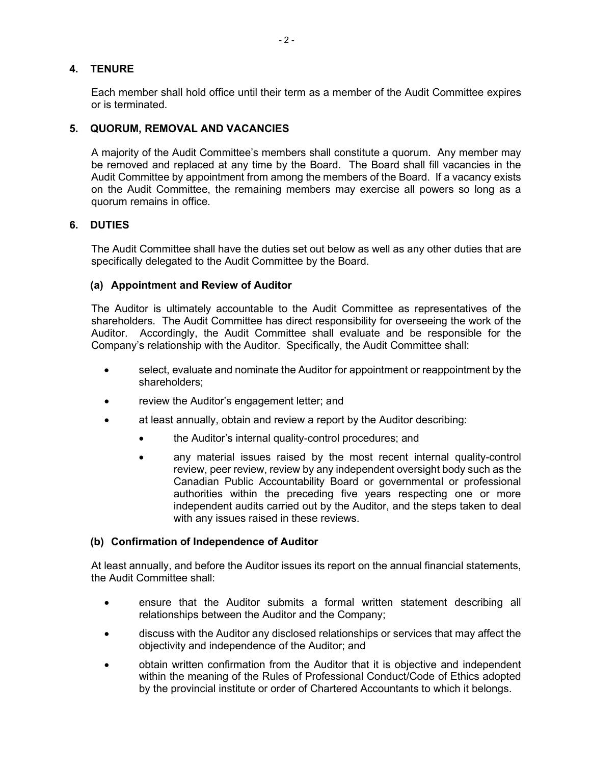## 4. TENURE

Each member shall hold office until their term as a member of the Audit Committee expires or is terminated.

## 5. QUORUM, REMOVAL AND VACANCIES

A majority of the Audit Committee's members shall constitute a quorum. Any member may be removed and replaced at any time by the Board. The Board shall fill vacancies in the Audit Committee by appointment from among the members of the Board. If a vacancy exists on the Audit Committee, the remaining members may exercise all powers so long as a quorum remains in office.

## 6. DUTIES

The Audit Committee shall have the duties set out below as well as any other duties that are specifically delegated to the Audit Committee by the Board.

### (a) Appointment and Review of Auditor

The Auditor is ultimately accountable to the Audit Committee as representatives of the shareholders. The Audit Committee has direct responsibility for overseeing the work of the Auditor. Accordingly, the Audit Committee shall evaluate and be responsible for the Company's relationship with the Auditor. Specifically, the Audit Committee shall:

- select, evaluate and nominate the Auditor for appointment or reappointment by the shareholders;
- review the Auditor's engagement letter; and
- at least annually, obtain and review a report by the Auditor describing:
  - the Auditor's internal quality-control procedures; and
  - any material issues raised by the most recent internal quality-control review, peer review, review by any independent oversight body such as the Canadian Public Accountability Board or governmental or professional authorities within the preceding five years respecting one or more independent audits carried out by the Auditor, and the steps taken to deal with any issues raised in these reviews.

### (b) Confirmation of Independence of Auditor

At least annually, and before the Auditor issues its report on the annual financial statements, the Audit Committee shall:

- ensure that the Auditor submits a formal written statement describing all relationships between the Auditor and the Company;
- discuss with the Auditor any disclosed relationships or services that may affect the objectivity and independence of the Auditor; and
- obtain written confirmation from the Auditor that it is objective and independent within the meaning of the Rules of Professional Conduct/Code of Ethics adopted by the provincial institute or order of Chartered Accountants to which it belongs.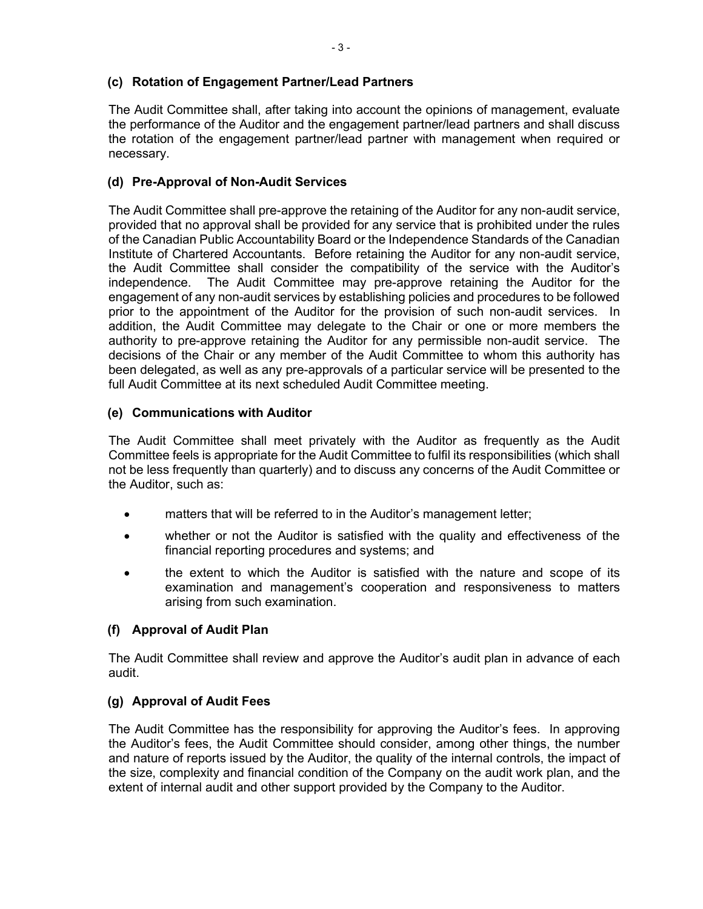### (c) Rotation of Engagement Partner/Lead Partners

The Audit Committee shall, after taking into account the opinions of management, evaluate the performance of the Auditor and the engagement partner/lead partners and shall discuss the rotation of the engagement partner/lead partner with management when required or necessary.

### (d) Pre-Approval of Non-Audit Services

The Audit Committee shall pre-approve the retaining of the Auditor for any non-audit service, provided that no approval shall be provided for any service that is prohibited under the rules of the Canadian Public Accountability Board or the Independence Standards of the Canadian Institute of Chartered Accountants. Before retaining the Auditor for any non-audit service, the Audit Committee shall consider the compatibility of the service with the Auditor's independence. The Audit Committee may pre-approve retaining the Auditor for the engagement of any non-audit services by establishing policies and procedures to be followed prior to the appointment of the Auditor for the provision of such non-audit services. In addition, the Audit Committee may delegate to the Chair or one or more members the authority to pre-approve retaining the Auditor for any permissible non-audit service. The decisions of the Chair or any member of the Audit Committee to whom this authority has been delegated, as well as any pre-approvals of a particular service will be presented to the full Audit Committee at its next scheduled Audit Committee meeting.

### (e) Communications with Auditor

The Audit Committee shall meet privately with the Auditor as frequently as the Audit Committee feels is appropriate for the Audit Committee to fulfil its responsibilities (which shall not be less frequently than quarterly) and to discuss any concerns of the Audit Committee or the Auditor, such as:

- matters that will be referred to in the Auditor's management letter;
- whether or not the Auditor is satisfied with the quality and effectiveness of the financial reporting procedures and systems; and
- the extent to which the Auditor is satisfied with the nature and scope of its examination and management's cooperation and responsiveness to matters arising from such examination.

### (f) Approval of Audit Plan

The Audit Committee shall review and approve the Auditor's audit plan in advance of each audit.

### (g) Approval of Audit Fees

The Audit Committee has the responsibility for approving the Auditor's fees. In approving the Auditor's fees, the Audit Committee should consider, among other things, the number and nature of reports issued by the Auditor, the quality of the internal controls, the impact of the size, complexity and financial condition of the Company on the audit work plan, and the extent of internal audit and other support provided by the Company to the Auditor.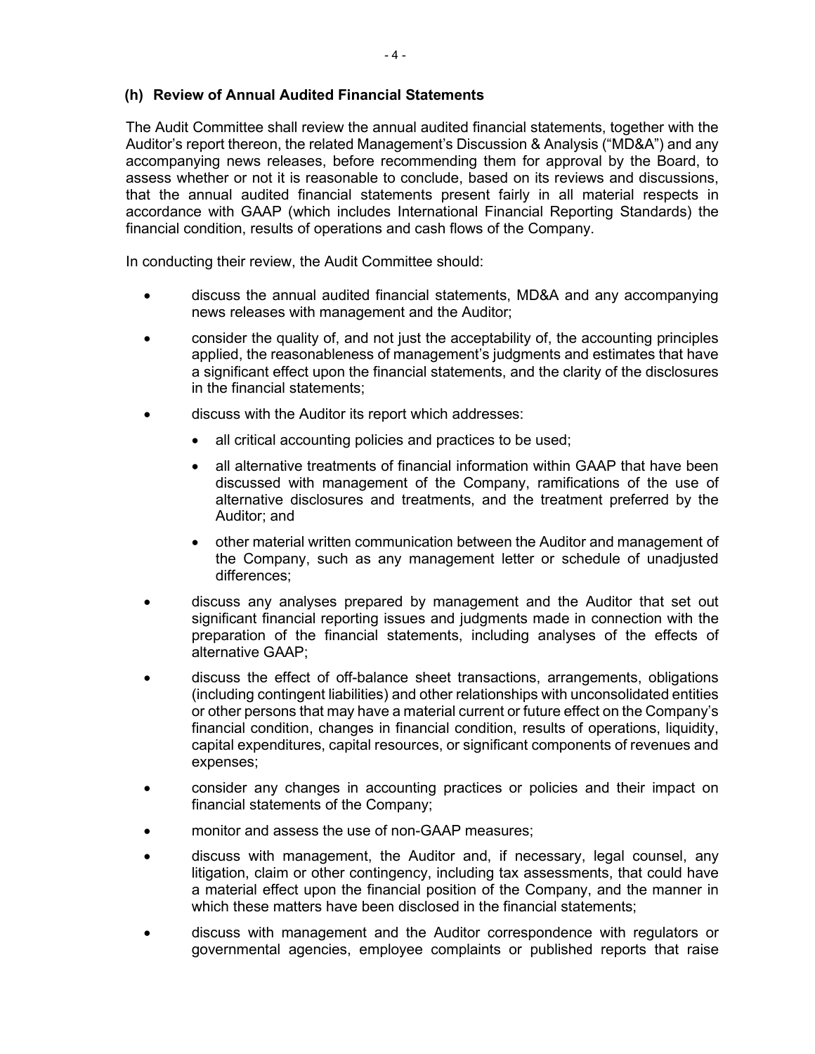### (h) Review of Annual Audited Financial Statements

The Audit Committee shall review the annual audited financial statements, together with the Auditor's report thereon, the related Management's Discussion & Analysis ("MD&A") and any accompanying news releases, before recommending them for approval by the Board, to assess whether or not it is reasonable to conclude, based on its reviews and discussions, that the annual audited financial statements present fairly in all material respects in accordance with GAAP (which includes International Financial Reporting Standards) the financial condition, results of operations and cash flows of the Company.

In conducting their review, the Audit Committee should:

- discuss the annual audited financial statements, MD&A and any accompanying news releases with management and the Auditor;
- consider the quality of, and not just the acceptability of, the accounting principles applied, the reasonableness of management's judgments and estimates that have a significant effect upon the financial statements, and the clarity of the disclosures in the financial statements;
- discuss with the Auditor its report which addresses:
  - all critical accounting policies and practices to be used;
  - all alternative treatments of financial information within GAAP that have been discussed with management of the Company, ramifications of the use of alternative disclosures and treatments, and the treatment preferred by the Auditor; and
  - other material written communication between the Auditor and management of the Company, such as any management letter or schedule of unadjusted differences;
- discuss any analyses prepared by management and the Auditor that set out significant financial reporting issues and judgments made in connection with the preparation of the financial statements, including analyses of the effects of alternative GAAP;
- discuss the effect of off-balance sheet transactions, arrangements, obligations (including contingent liabilities) and other relationships with unconsolidated entities or other persons that may have a material current or future effect on the Company's financial condition, changes in financial condition, results of operations, liquidity, capital expenditures, capital resources, or significant components of revenues and expenses;
- consider any changes in accounting practices or policies and their impact on financial statements of the Company;
- monitor and assess the use of non-GAAP measures;
- discuss with management, the Auditor and, if necessary, legal counsel, any litigation, claim or other contingency, including tax assessments, that could have a material effect upon the financial position of the Company, and the manner in which these matters have been disclosed in the financial statements;
- discuss with management and the Auditor correspondence with regulators or governmental agencies, employee complaints or published reports that raise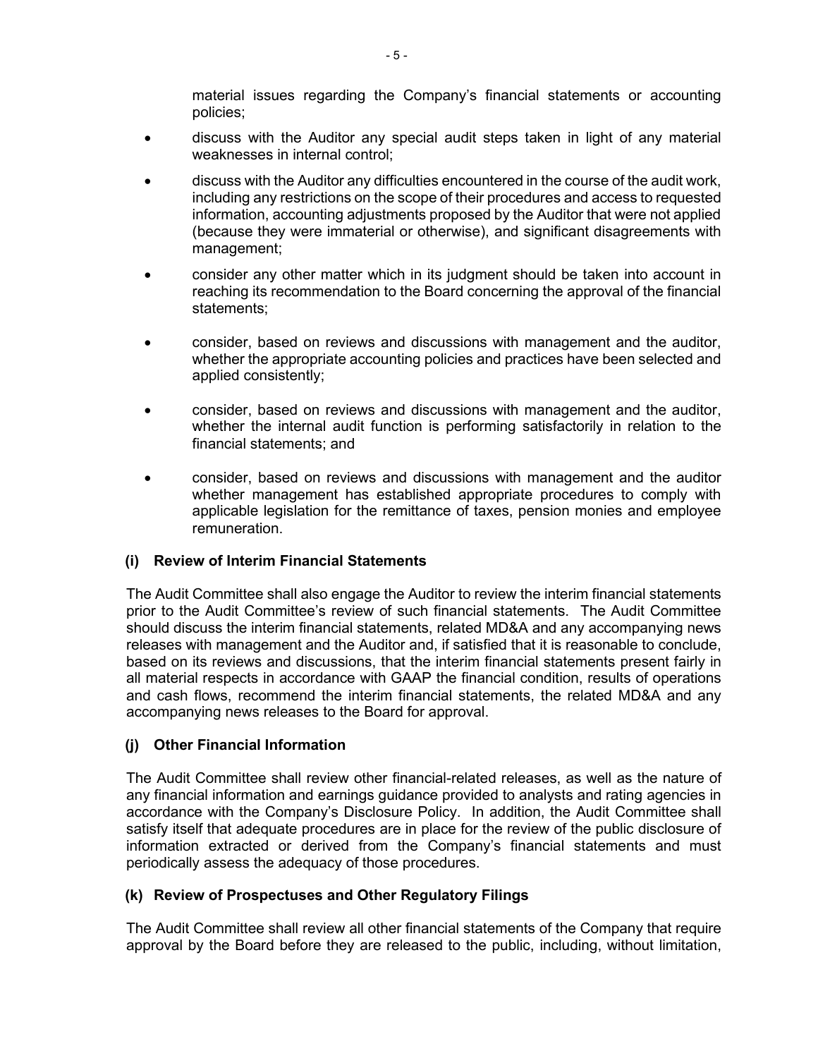material issues regarding the Company's financial statements or accounting policies;

- discuss with the Auditor any special audit steps taken in light of any material weaknesses in internal control;
- discuss with the Auditor any difficulties encountered in the course of the audit work, including any restrictions on the scope of their procedures and access to requested information, accounting adjustments proposed by the Auditor that were not applied (because they were immaterial or otherwise), and significant disagreements with management;
- consider any other matter which in its judgment should be taken into account in reaching its recommendation to the Board concerning the approval of the financial statements;
- consider, based on reviews and discussions with management and the auditor, whether the appropriate accounting policies and practices have been selected and applied consistently;
- consider, based on reviews and discussions with management and the auditor, whether the internal audit function is performing satisfactorily in relation to the financial statements; and
- consider, based on reviews and discussions with management and the auditor whether management has established appropriate procedures to comply with applicable legislation for the remittance of taxes, pension monies and employee remuneration.

**(i) Review of Interim Financial Statements**

The Audit Committee shall also engage the Auditor to review the interim financial statements prior to the Audit Committee's review of such financial statements. The Audit Committee should discuss the interim financial statements, related MD&A and any accompanying news releases with management and the Auditor and, if satisfied that it is reasonable to conclude, based on its reviews and discussions, that the interim financial statements present fairly in all material respects in accordance with GAAP the financial condition, results of operations and cash flows, recommend the interim financial statements, the related MD&A and any accompanying news releases to the Board for approval.

**(j) Other Financial Information**

The Audit Committee shall review other financial-related releases, as well as the nature of any financial information and earnings guidance provided to analysts and rating agencies in accordance with the Company's Disclosure Policy. In addition, the Audit Committee shall satisfy itself that adequate procedures are in place for the review of the public disclosure of information extracted or derived from the Company's financial statements and must periodically assess the adequacy of those procedures.

**(k) Review of Prospectuses and Other Regulatory Filings**

The Audit Committee shall review all other financial statements of the Company that require approval by the Board before they are released to the public, including, without limitation,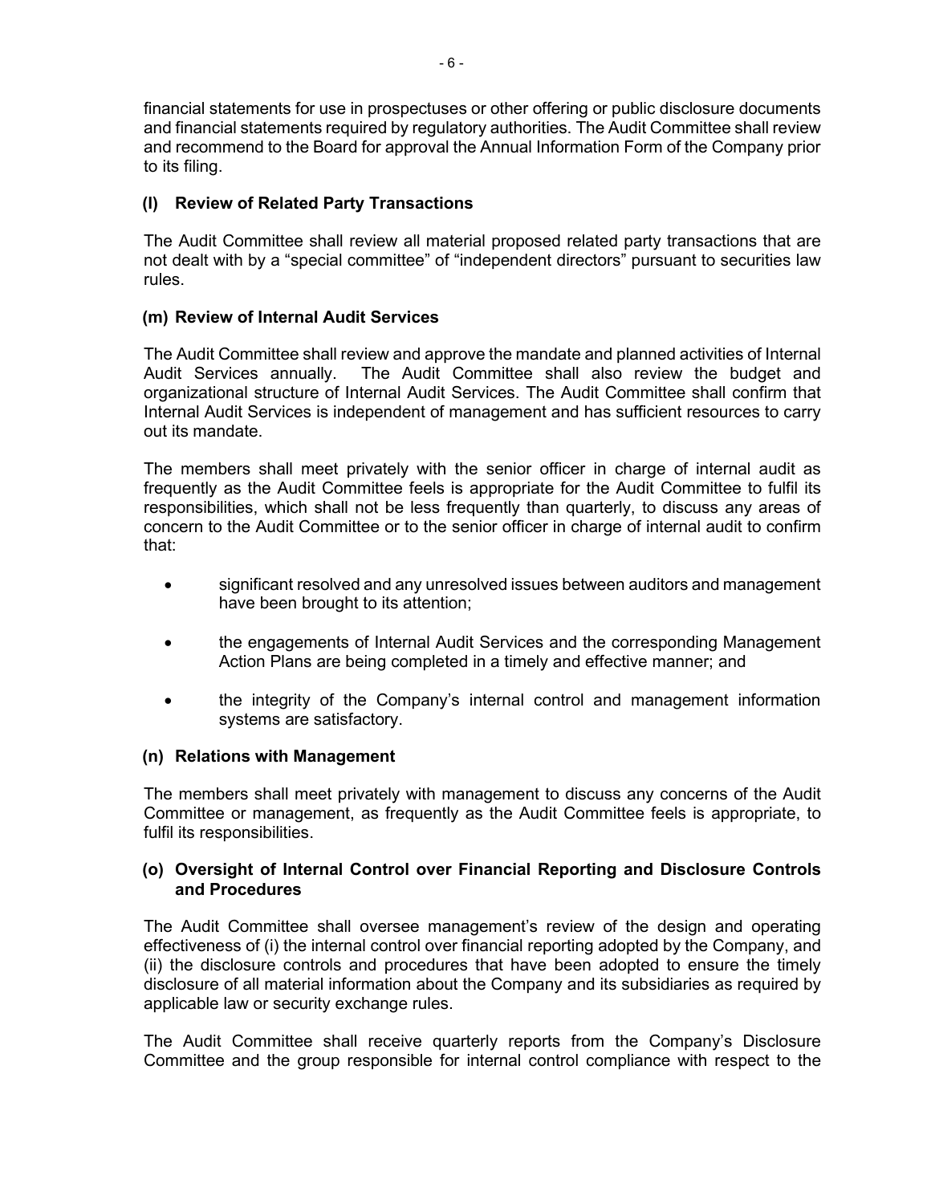financial statements for use in prospectuses or other offering or public disclosure documents and financial statements required by regulatory authorities. The Audit Committee shall review and recommend to the Board for approval the Annual Information Form of the Company prior to its filing.

### (l) Review of Related Party Transactions

The Audit Committee shall review all material proposed related party transactions that are not dealt with by a "special committee" of "independent directors" pursuant to securities law rules.

### (m) Review of Internal Audit Services

The Audit Committee shall review and approve the mandate and planned activities of Internal Audit Services annually. The Audit Committee shall also review the budget and organizational structure of Internal Audit Services. The Audit Committee shall confirm that Internal Audit Services is independent of management and has sufficient resources to carry out its mandate.

The members shall meet privately with the senior officer in charge of internal audit as frequently as the Audit Committee feels is appropriate for the Audit Committee to fulfil its responsibilities, which shall not be less frequently than quarterly, to discuss any areas of concern to the Audit Committee or to the senior officer in charge of internal audit to confirm that:

- significant resolved and any unresolved issues between auditors and management have been brought to its attention;
- the engagements of Internal Audit Services and the corresponding Management Action Plans are being completed in a timely and effective manner; and
- the integrity of the Company's internal control and management information systems are satisfactory.

### (n) Relations with Management

The members shall meet privately with management to discuss any concerns of the Audit Committee or management, as frequently as the Audit Committee feels is appropriate, to fulfil its responsibilities.

### (o) Oversight of Internal Control over Financial Reporting and Disclosure Controls and Procedures

The Audit Committee shall oversee management's review of the design and operating effectiveness of (i) the internal control over financial reporting adopted by the Company, and (ii) the disclosure controls and procedures that have been adopted to ensure the timely disclosure of all material information about the Company and its subsidiaries as required by applicable law or security exchange rules.

The Audit Committee shall receive quarterly reports from the Company's Disclosure Committee and the group responsible for internal control compliance with respect to the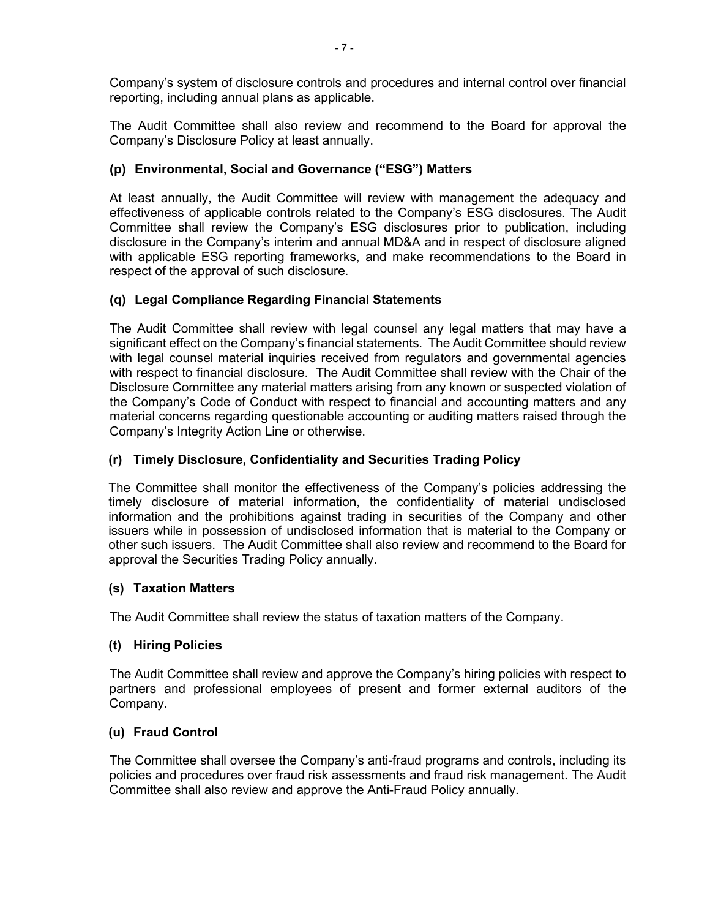Company's system of disclosure controls and procedures and internal control over financial reporting, including annual plans as applicable.

The Audit Committee shall also review and recommend to the Board for approval the Company's Disclosure Policy at least annually.

### (p) Environmental, Social and Governance ("ESG") Matters

At least annually, the Audit Committee will review with management the adequacy and effectiveness of applicable controls related to the Company's ESG disclosures. The Audit Committee shall review the Company's ESG disclosures prior to publication, including disclosure in the Company's interim and annual MD&A and in respect of disclosure aligned with applicable ESG reporting frameworks, and make recommendations to the Board in respect of the approval of such disclosure.

### (q) Legal Compliance Regarding Financial Statements

The Audit Committee shall review with legal counsel any legal matters that may have a significant effect on the Company's financial statements. The Audit Committee should review with legal counsel material inquiries received from regulators and governmental agencies with respect to financial disclosure. The Audit Committee shall review with the Chair of the Disclosure Committee any material matters arising from any known or suspected violation of the Company's Code of Conduct with respect to financial and accounting matters and any material concerns regarding questionable accounting or auditing matters raised through the Company's Integrity Action Line or otherwise.

### (r) Timely Disclosure, Confidentiality and Securities Trading Policy

The Committee shall monitor the effectiveness of the Company's policies addressing the timely disclosure of material information, the confidentiality of material undisclosed information and the prohibitions against trading in securities of the Company and other issuers while in possession of undisclosed information that is material to the Company or other such issuers. The Audit Committee shall also review and recommend to the Board for approval the Securities Trading Policy annually.

### (s) Taxation Matters

The Audit Committee shall review the status of taxation matters of the Company.

### (t) Hiring Policies

The Audit Committee shall review and approve the Company's hiring policies with respect to partners and professional employees of present and former external auditors of the Company.

### (u) Fraud Control

The Committee shall oversee the Company's anti-fraud programs and controls, including its policies and procedures over fraud risk assessments and fraud risk management. The Audit Committee shall also review and approve the Anti-Fraud Policy annually.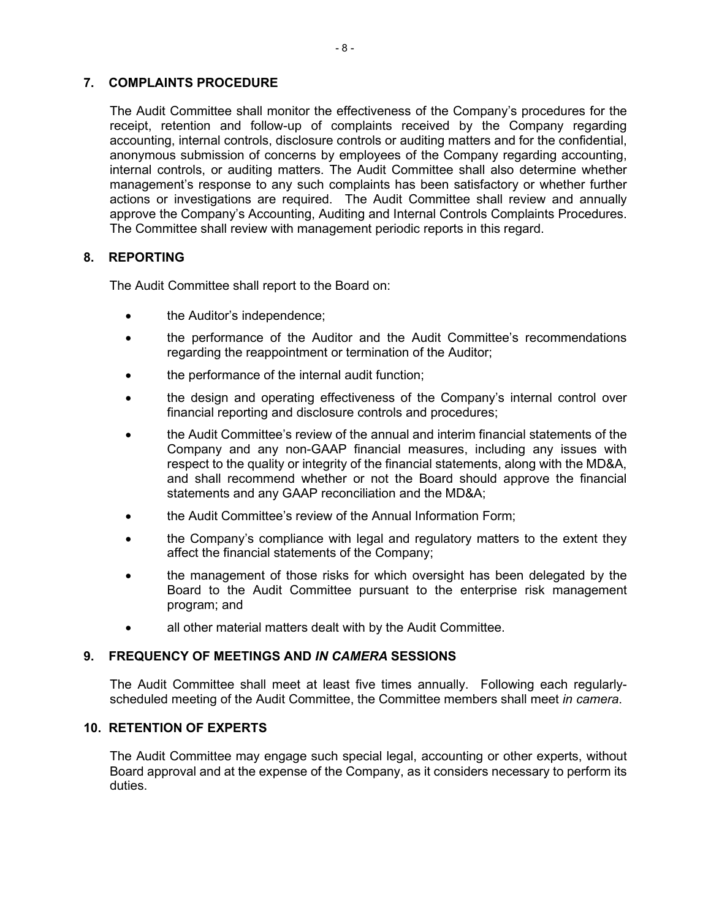## 7. COMPLAINTS PROCEDURE

The Audit Committee shall monitor the effectiveness of the Company's procedures for the receipt, retention and follow-up of complaints received by the Company regarding accounting, internal controls, disclosure controls or auditing matters and for the confidential, anonymous submission of concerns by employees of the Company regarding accounting, internal controls, or auditing matters. The Audit Committee shall also determine whether management's response to any such complaints has been satisfactory or whether further actions or investigations are required. The Audit Committee shall review and annually approve the Company's Accounting, Auditing and Internal Controls Complaints Procedures. The Committee shall review with management periodic reports in this regard.

## 8. REPORTING

The Audit Committee shall report to the Board on:

- the Auditor's independence;
- the performance of the Auditor and the Audit Committee's recommendations regarding the reappointment or termination of the Auditor;
- the performance of the internal audit function;
- the design and operating effectiveness of the Company's internal control over financial reporting and disclosure controls and procedures;
- the Audit Committee's review of the annual and interim financial statements of the Company and any non-GAAP financial measures, including any issues with respect to the quality or integrity of the financial statements, along with the MD&A, and shall recommend whether or not the Board should approve the financial statements and any GAAP reconciliation and the MD&A;
- the Audit Committee's review of the Annual Information Form;
- the Company's compliance with legal and regulatory matters to the extent they affect the financial statements of the Company;
- the management of those risks for which oversight has been delegated by the Board to the Audit Committee pursuant to the enterprise risk management program; and
- all other material matters dealt with by the Audit Committee.

## 9. FREQUENCY OF MEETINGS AND *IN CAMERA* SESSIONS

The Audit Committee shall meet at least five times annually. Following each regularly-scheduled meeting of the Audit Committee, the Committee members shall meet *in camera*.

## 10. RETENTION OF EXPERTS

The Audit Committee may engage such special legal, accounting or other experts, without Board approval and at the expense of the Company, as it considers necessary to perform its duties.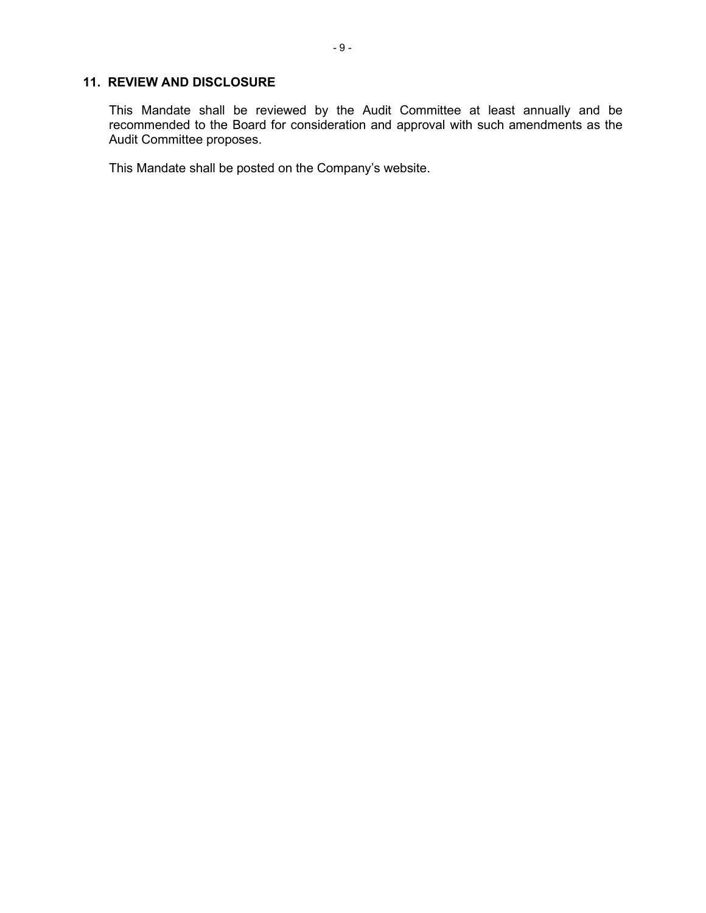## 11. REVIEW AND DISCLOSURE

This Mandate shall be reviewed by the Audit Committee at least annually and be recommended to the Board for consideration and approval with such amendments as the Audit Committee proposes.

This Mandate shall be posted on the Company's website.